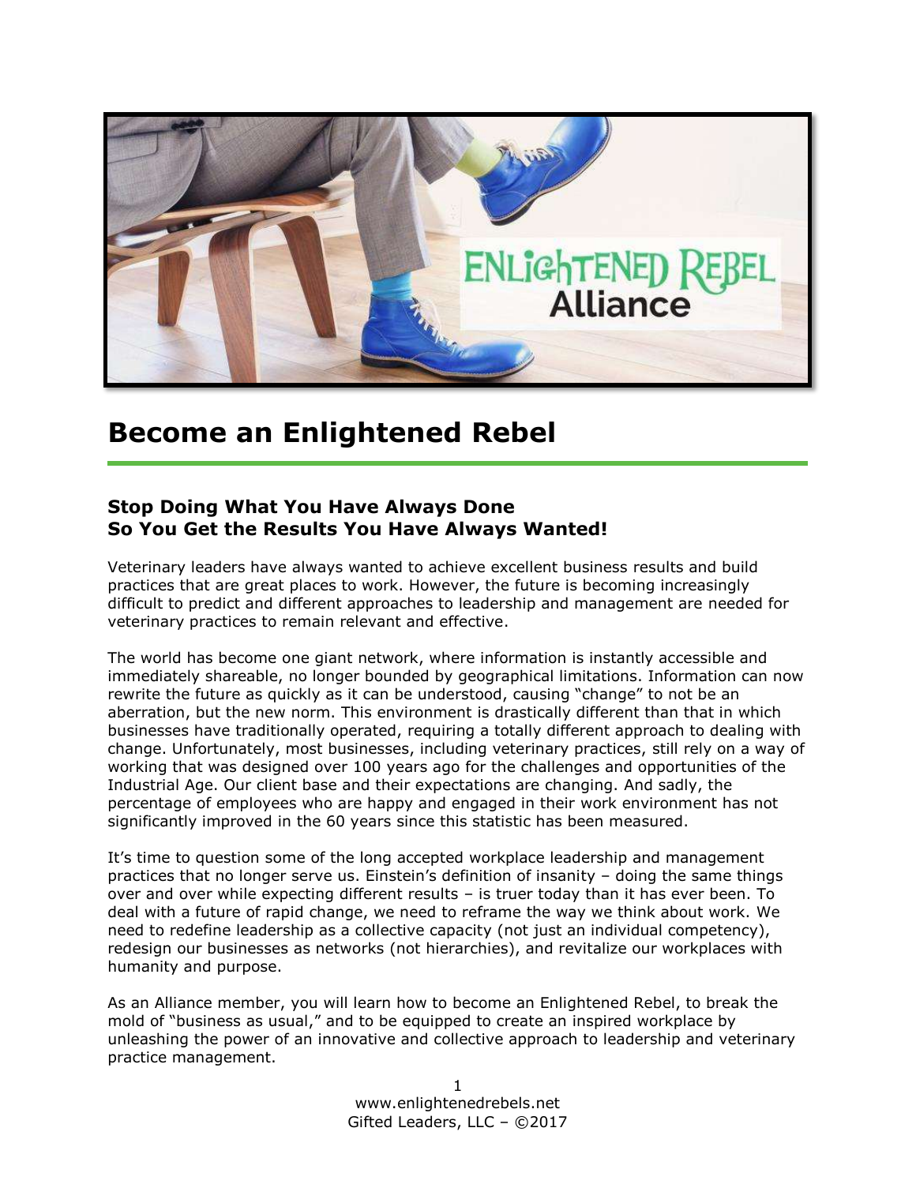# Become an Enlightened Rebel

### Stop Doing What You Have Always Done So You Get the Results You Have Always Wanted!

Veterinary leaders have always wanted to achieve excellent business results and build practices that are great places to work. However, the future is becoming increasingly difficult to predict and different approaches to leadership and management are needed for veterinary practices to remain relevant and effective.

The world has become one giant network, where information is instantly accessible and immediately shareable, no longer bounded by geographical limitations. Information can now rewrite the future as quickly as it can be understood, causing "change" to not be an aberration, but the new norm. This environment is drastically different than that in which businesses have traditionally operated, requiring a totally different approach to dealing with change. Unfortunately, most businesses, including veterinary practices, still rely on a way of working that was designed over 100 years ago for the challenges and opportunities of the Industrial Age. Our client base and their expectations are changing. And sadly, the percentage of employees who are happy and engaged in their work environment has not significantly improved in the 60 years since this statistic has been measured.

It's time to question some of the long accepted workplace leadership and management practices that no longer serve us. Einstein's definition of insanity – doing the same things over and over while expecting different results – is truer today than it has ever been. To deal with a future of rapid change, we need to reframe the way we think about work. We need to redefine leadership as a collective capacity (not just an individual competency), redesign our businesses as networks (not hierarchies), and revitalize our workplaces with humanity and purpose.

As an Alliance member, you will learn how to become an Enlightened Rebel, to break the mold of "business as usual," and to be equipped to create an inspired workplace by unleashing the power of an innovative and collective approach to leadership and veterinary practice management.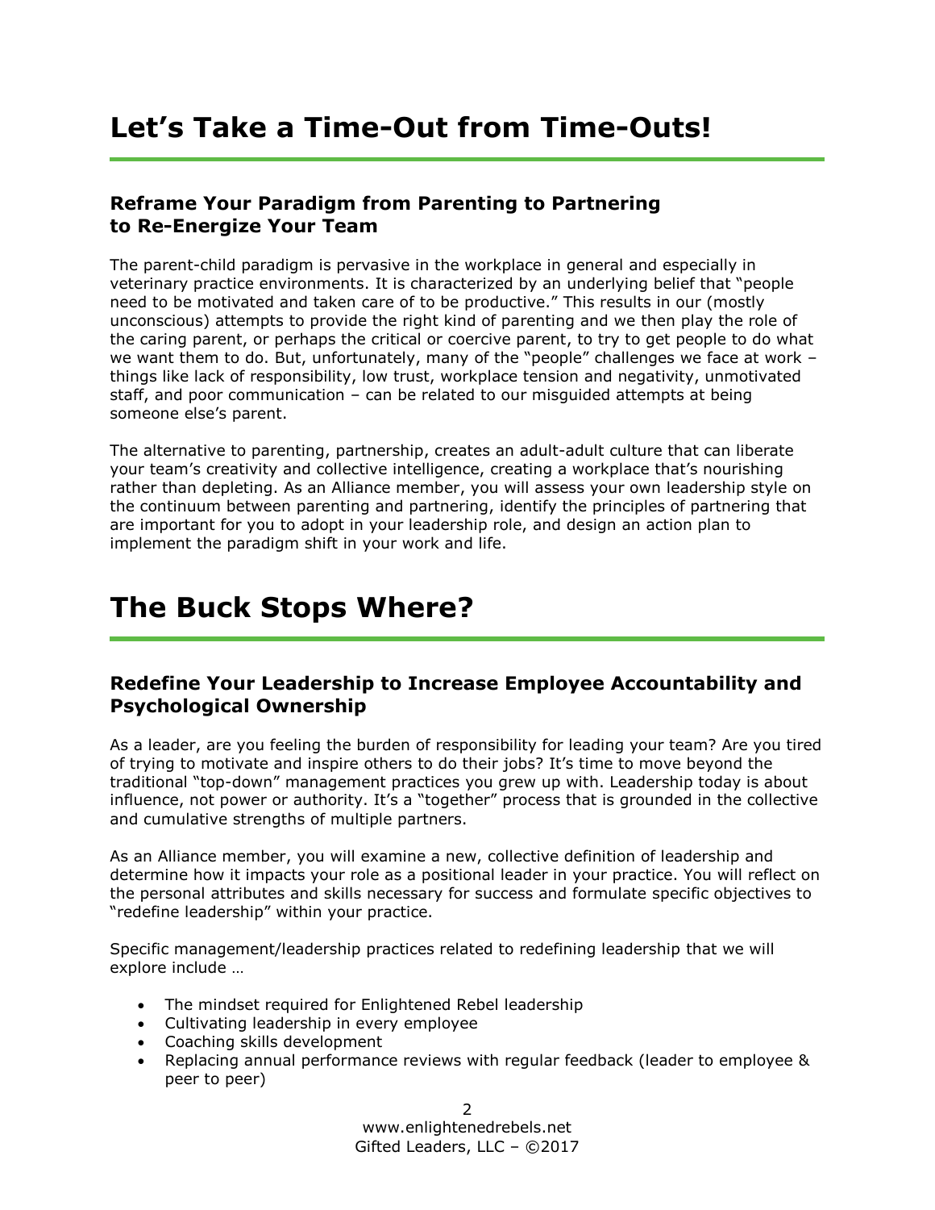# Let's Take a Time-Out from Time-Outs!

### Reframe Your Paradigm from Parenting to Partnering to Re-Energize Your Team

The parent-child paradigm is pervasive in the workplace in general and especially in veterinary practice environments. It is characterized by an underlying belief that "people need to be motivated and taken care of to be productive." This results in our (mostly unconscious) attempts to provide the right kind of parenting and we then play the role of the caring parent, or perhaps the critical or coercive parent, to try to get people to do what we want them to do. But, unfortunately, many of the "people" challenges we face at work – things like lack of responsibility, low trust, workplace tension and negativity, unmotivated staff, and poor communication – can be related to our misguided attempts at being someone else's parent.

The alternative to parenting, partnership, creates an adult-adult culture that can liberate your team's creativity and collective intelligence, creating a workplace that's nourishing rather than depleting. As an Alliance member, you will assess your own leadership style on the continuum between parenting and partnering, identify the principles of partnering that are important for you to adopt in your leadership role, and design an action plan to implement the paradigm shift in your work and life.

# The Buck Stops Where?

### Redefine Your Leadership to Increase Employee Accountability and Psychological Ownership

As a leader, are you feeling the burden of responsibility for leading your team? Are you tired of trying to motivate and inspire others to do their jobs? It's time to move beyond the traditional "top-down" management practices you grew up with. Leadership today is about influence, not power or authority. It's a "together" process that is grounded in the collective and cumulative strengths of multiple partners.

As an Alliance member, you will examine a new, collective definition of leadership and determine how it impacts your role as a positional leader in your practice. You will reflect on the personal attributes and skills necessary for success and formulate specific objectives to "redefine leadership" within your practice.

Specific management/leadership practices related to redefining leadership that we will explore include …

- The mindset required for Enlightened Rebel leadership
- Cultivating leadership in every employee
- Coaching skills development
- Replacing annual performance reviews with regular feedback (leader to employee & peer to peer)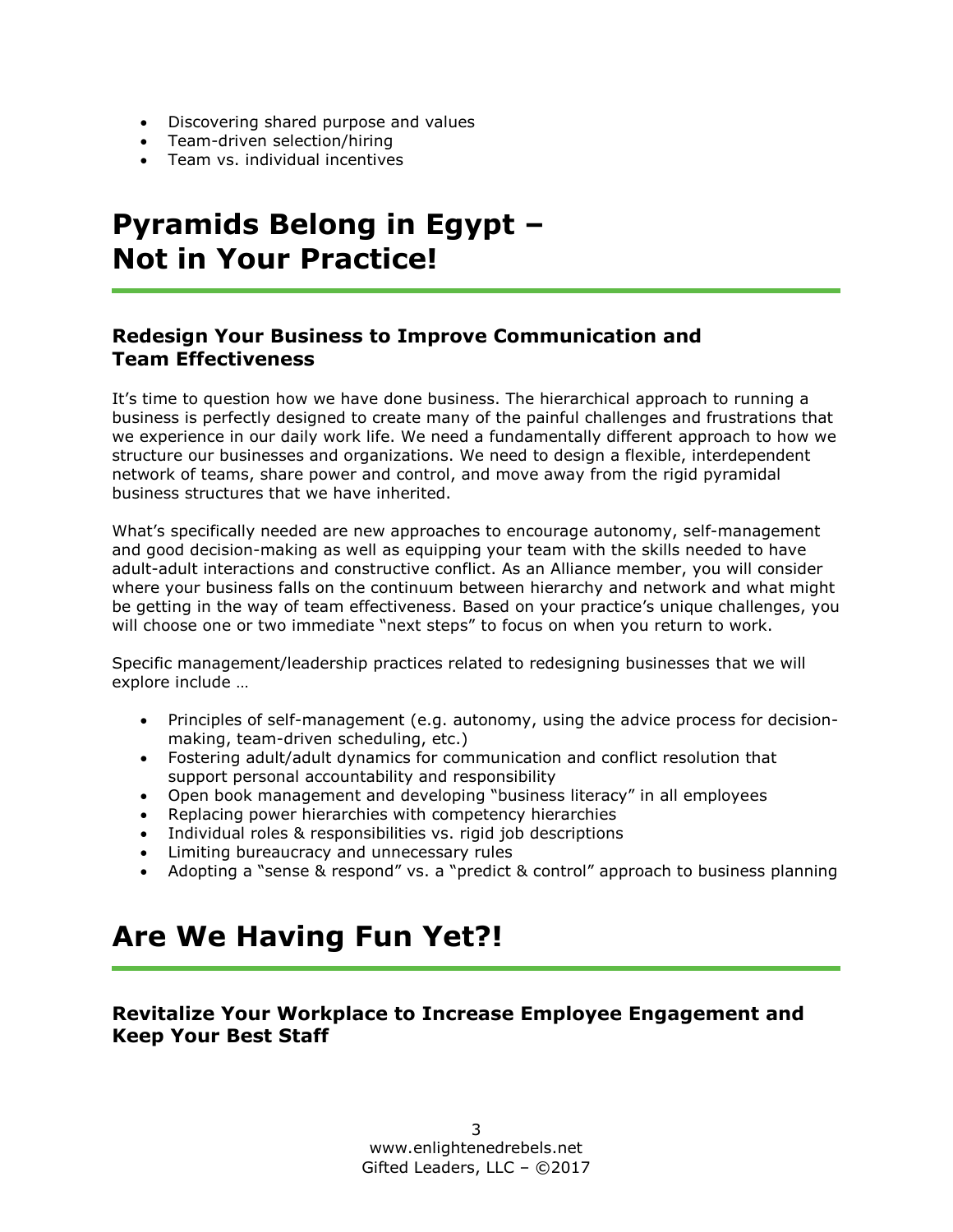- Discovering shared purpose and values
- Team-driven selection/hiring
- Team vs. individual incentives

# Pyramids Belong in Egypt – Not in Your Practice!

### Redesign Your Business to Improve Communication and Team Effectiveness

It's time to question how we have done business. The hierarchical approach to running a business is perfectly designed to create many of the painful challenges and frustrations that we experience in our daily work life. We need a fundamentally different approach to how we structure our businesses and organizations. We need to design a flexible, interdependent network of teams, share power and control, and move away from the rigid pyramidal business structures that we have inherited.

What's specifically needed are new approaches to encourage autonomy, self-management and good decision-making as well as equipping your team with the skills needed to have adult-adult interactions and constructive conflict. As an Alliance member, you will consider where your business falls on the continuum between hierarchy and network and what might be getting in the way of team effectiveness. Based on your practice's unique challenges, you will choose one or two immediate "next steps" to focus on when you return to work.

Specific management/leadership practices related to redesigning businesses that we will explore include …

- Principles of self-management (e.g. autonomy, using the advice process for decision-making, team-driven scheduling, etc.)
- Fostering adult/adult dynamics for communication and conflict resolution that support personal accountability and responsibility
- Open book management and developing "business literacy" in all employees
- Replacing power hierarchies with competency hierarchies
- Individual roles & responsibilities vs. rigid job descriptions
- Limiting bureaucracy and unnecessary rules
- Adopting a "sense & respond" vs. a "predict & control" approach to business planning

# Are We Having Fun Yet?!

### Revitalize Your Workplace to Increase Employee Engagement and Keep Your Best Staff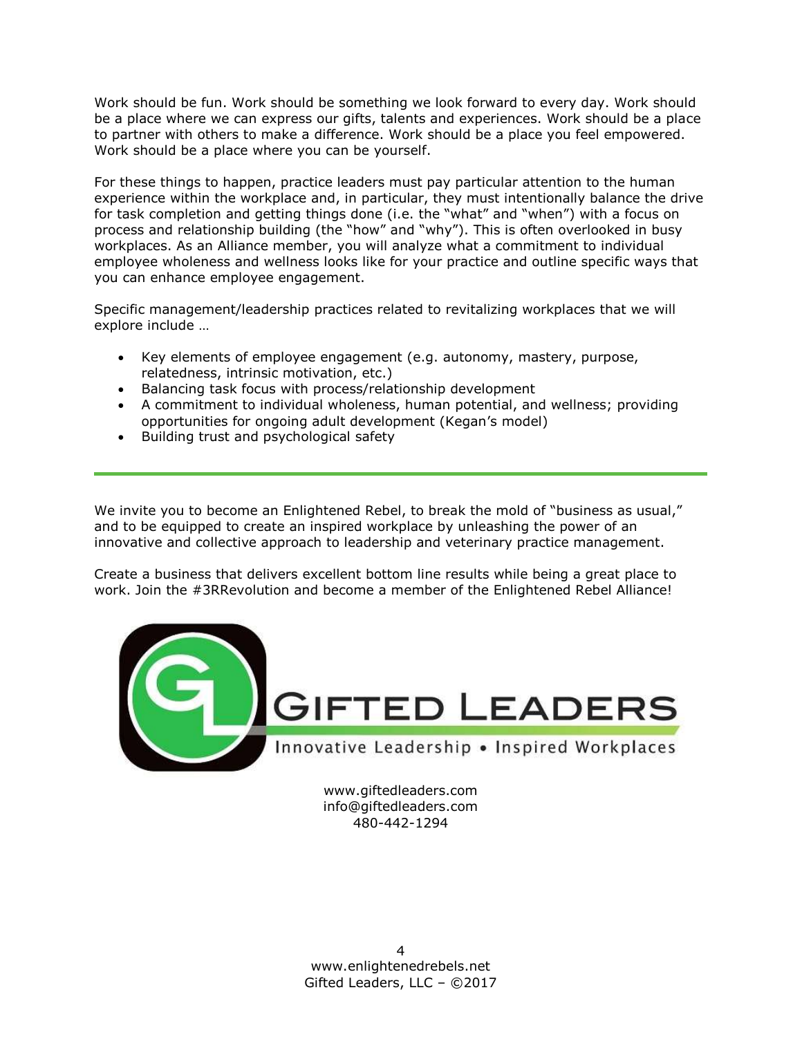Work should be fun. Work should be something we look forward to every day. Work should be a place where we can express our gifts, talents and experiences. Work should be a place to partner with others to make a difference. Work should be a place you feel empowered. Work should be a place where you can be yourself.

For these things to happen, practice leaders must pay particular attention to the human experience within the workplace and, in particular, they must intentionally balance the drive for task completion and getting things done (i.e. the "what" and "when") with a focus on process and relationship building (the "how" and "why"). This is often overlooked in busy workplaces. As an Alliance member, you will analyze what a commitment to individual employee wholeness and wellness looks like for your practice and outline specific ways that you can enhance employee engagement.

Specific management/leadership practices related to revitalizing workplaces that we will explore include …

- Key elements of employee engagement (e.g. autonomy, mastery, purpose, relatedness, intrinsic motivation, etc.)
- Balancing task focus with process/relationship development
- A commitment to individual wholeness, human potential, and wellness; providing opportunities for ongoing adult development (Kegan's model)
- Building trust and psychological safety

---

We invite you to become an Enlightened Rebel, to break the mold of "business as usual," and to be equipped to create an inspired workplace by unleashing the power of an innovative and collective approach to leadership and veterinary practice management.

Create a business that delivers excellent bottom line results while being a great place to work. Join the #3RRevolution and become a member of the Enlightened Rebel Alliance!

GIFTED LEADERS

Innovative Leadership • Inspired Workplaces

www.giftedleaders.com
info@giftedleaders.com
480-442-1294